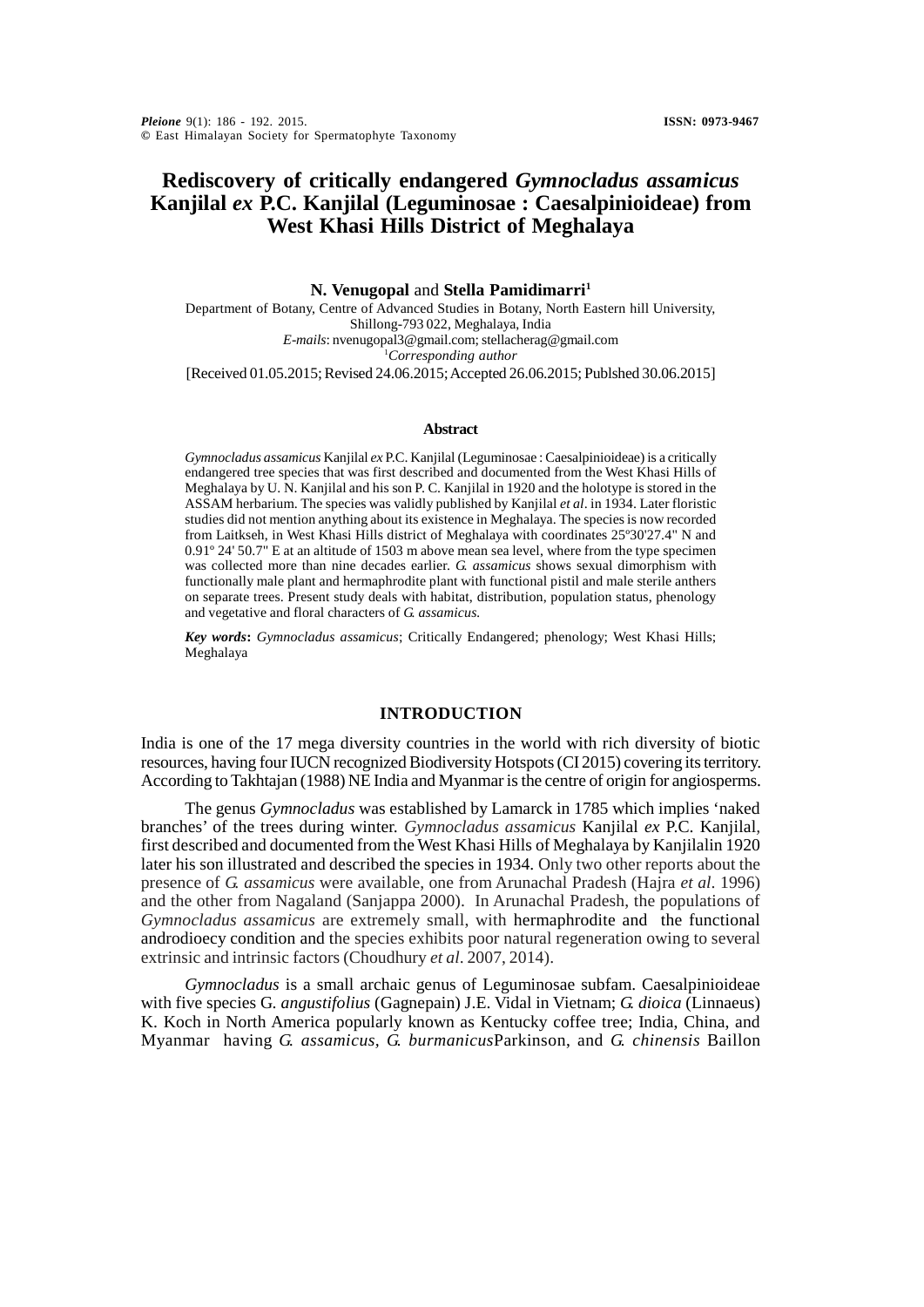# Rediscovery of critically endangered *Gymnocladus assamicus* Kanjilal *ex* P.C. Kanjilal (Leguminosae : Caesalpinioideae) from West Khasi Hills District of Meghalaya

**N. Venugopal** and **Stella Pamidimarri**[1]

Department of Botany, Centre of Advanced Studies in Botany, North Eastern hill University, Shillong-793 022, Meghalaya, India
*E-mails*: nvenugopal3@gmail.com; stellacherag@gmail.com
[1]*Corresponding author*

[Received 01.05.2015; Revised 24.06.2015; Accepted 26.06.2015; Publshed 30.06.2015]

### Abstract

*Gymnocladus assamicus* Kanjilal *ex* P.C. Kanjilal (Leguminosae : Caesalpinioideae) is a critically endangered tree species that was first described and documented from the West Khasi Hills of Meghalaya by U. N. Kanjilal and his son P. C. Kanjilal in 1920 and the holotype is stored in the ASSAM herbarium. The species was validly published by Kanjilal *et al*. in 1934. Later floristic studies did not mention anything about its existence in Meghalaya. The species is now recorded from Laitkseh, in West Khasi Hills district of Meghalaya with coordinates 25º30'27.4" N and 0.91º 24' 50.7" E at an altitude of 1503 m above mean sea level, where from the type specimen was collected more than nine decades earlier. *G. assamicus* shows sexual dimorphism with functionally male plant and hermaphrodite plant with functional pistil and male sterile anthers on separate trees. Present study deals with habitat, distribution, population status, phenology and vegetative and floral characters of *G. assamicus*.

***Key words*:** *Gymnocladus assamicus*; Critically Endangered; phenology; West Khasi Hills; Meghalaya

## INTRODUCTION

India is one of the 17 mega diversity countries in the world with rich diversity of biotic resources, having four IUCN recognized Biodiversity Hotspots (CI 2015) covering its territory. According to Takhtajan (1988) NE India and Myanmar is the centre of origin for angiosperms.

The genus *Gymnocladus* was established by Lamarck in 1785 which implies 'naked branches' of the trees during winter. *Gymnocladus assamicus* Kanjilal *ex* P.C. Kanjilal, first described and documented from the West Khasi Hills of Meghalaya by Kanjilalin 1920 later his son illustrated and described the species in 1934. Only two other reports about the presence of *G. assamicus* were available, one from Arunachal Pradesh (Hajra *et al*. 1996) and the other from Nagaland (Sanjappa 2000). In Arunachal Pradesh, the populations of *Gymnocladus assamicus* are extremely small, with hermaphrodite and the functional androdioecy condition and the species exhibits poor natural regeneration owing to several extrinsic and intrinsic factors (Choudhury *et al*. 2007, 2014).

*Gymnocladus* is a small archaic genus of Leguminosae subfam. Caesalpinioideae with five species G. *angustifolius* (Gagnepain) J.E. Vidal in Vietnam; *G. dioica* (Linnaeus) K. Koch in North America popularly known as Kentucky coffee tree; India, China, and Myanmar having *G. assamicus, G. burmanicus*Parkinson, and *G. chinensis* Baillon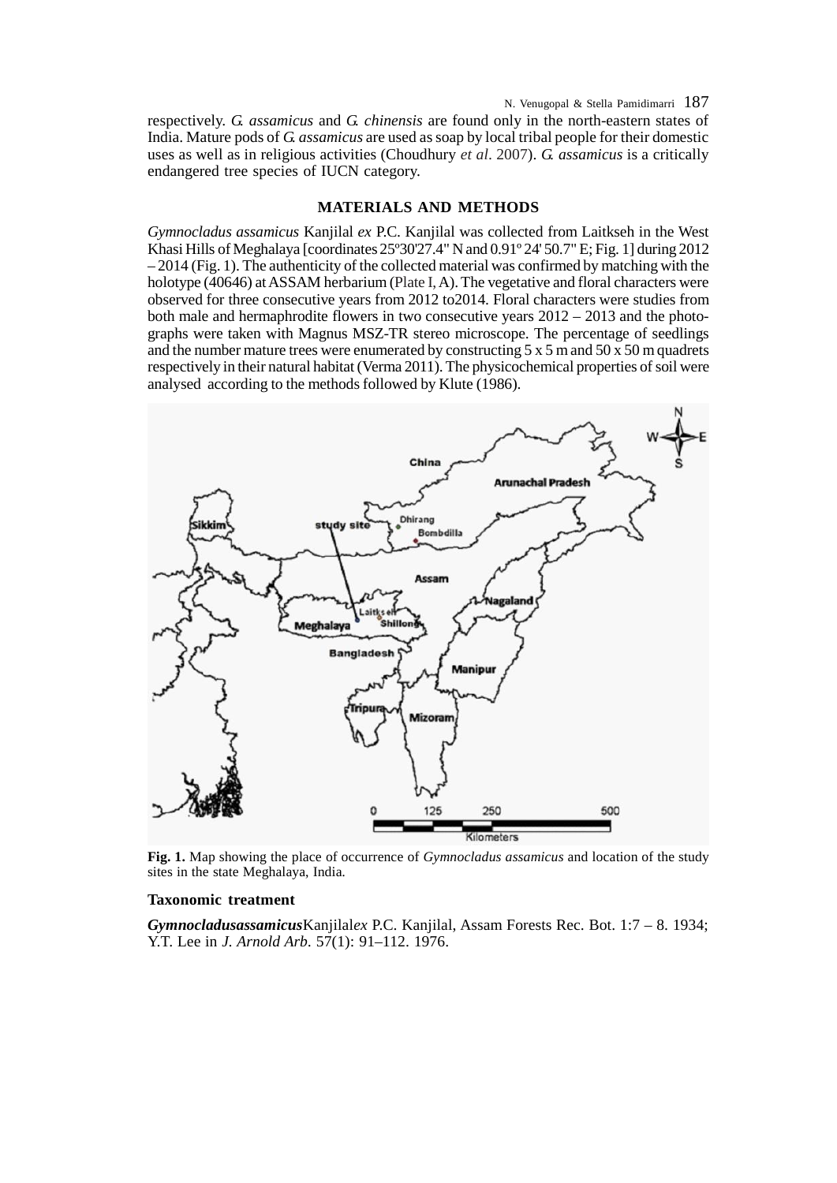respectively. *G. assamicus* and *G. chinensis* are found only in the north-eastern states of India. Mature pods of *G. assamicus* are used as soap by local tribal people for their domestic uses as well as in religious activities (Choudhury *et al*. 2007). *G. assamicus* is a critically endangered tree species of IUCN category.

## MATERIALS AND METHODS

*Gymnocladus assamicus* Kanjilal *ex* P.C. Kanjilal was collected from Laitkseh in the West Khasi Hills of Meghalaya [coordinates 25º30'27.4" N and 0.91º 24' 50.7" E; Fig. 1] during 2012 – 2014 (Fig. 1). The authenticity of the collected material was confirmed by matching with the holotype (40646) at ASSAM herbarium (Plate I, A). The vegetative and floral characters were observed for three consecutive years from 2012 to2014. Floral characters were studies from both male and hermaphrodite flowers in two consecutive years 2012 – 2013 and the photographs were taken with Magnus MSZ-TR stereo microscope. The percentage of seedlings and the number mature trees were enumerated by constructing 5 x 5 m and 50 x 50 m quadrets respectively in their natural habitat (Verma 2011). The physicochemical properties of soil were analysed according to the methods followed by Klute (1986).

**Fig. 1.** Map showing the place of occurrence of *Gymnocladus assamicus* and location of the study sites in the state Meghalaya, India.

### Taxonomic treatment

***Gymnocladusassamicus***Kanjilal*ex* P.C. Kanjilal, Assam Forests Rec. Bot. 1:7 – 8. 1934; Y.T. Lee in *J. Arnold Arb*. 57(1): 91–112. 1976.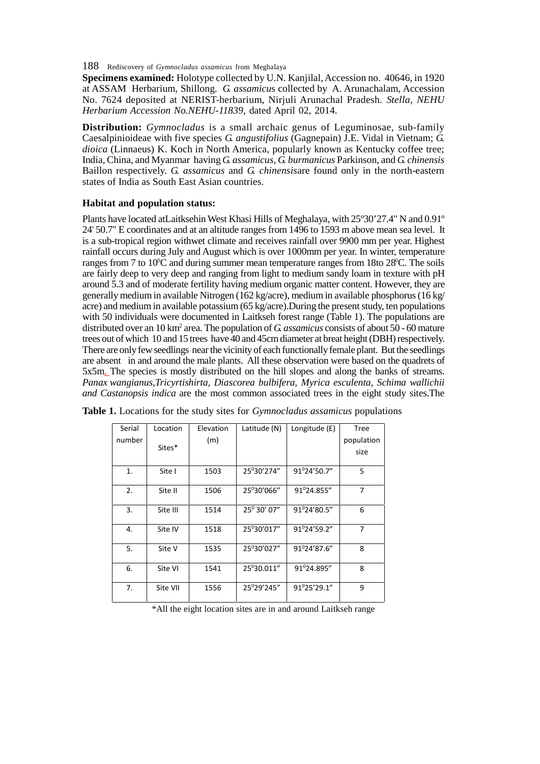**Specimens examined:** Holotype collected by U.N. Kanjilal, Accession no. 40646, in 1920 at ASSAM Herbarium, Shillong. *G. assamicus* collected by A. Arunachalam, Accession No. 7624 deposited at NERIST-herbarium, Nirjuli Arunachal Pradesh. *Stella, NEHU Herbarium Accession No.NEHU-11839*, dated April 02, 2014.

**Distribution:** *Gymnocladus* is a small archaic genus of Leguminosae, sub-family Caesalpinioideae with five species *G. angustifolius* (Gagnepain) J.E. Vidal in Vietnam; *G. dioica* (Linnaeus) K. Koch in North America, popularly known as Kentucky coffee tree; India, China, and Myanmar having *G. assamicus, G. burmanicus* Parkinson, and *G. chinensis* Baillon respectively. *G. assamicus* and *G. chinensis*are found only in the north-eastern states of India as South East Asian countries.

**Habitat and population status:**

Plants have located atLaitksehin West Khasi Hills of Meghalaya, with 25º30'27.4" N and 0.91º 24' 50.7" E coordinates and at an altitude ranges from 1496 to 1593 m above mean sea level. It is a sub-tropical region withwet climate and receives rainfall over 9900 mm per year. Highest rainfall occurs during July and August which is over 1000mm per year. In winter, temperature ranges from 7 to 10$^0$C and during summer mean temperature ranges from 18to 28$^0$C. The soils are fairly deep to very deep and ranging from light to medium sandy loam in texture with pH around 5.3 and of moderate fertility having medium organic matter content. However, they are generally medium in available Nitrogen (162 kg/acre), medium in available phosphorus (16 kg/acre) and medium in available potassium (65 kg/acre).During the present study, ten populations with 50 individuals were documented in Laitkseh forest range (Table 1). The populations are distributed over an 10 km$^2$ area. The population of *G. assamicus* consists of about 50 - 60 mature trees out of which 10 and 15 trees have 40 and 45cm diameter at breat height (DBH) respectively. There are only few seedlings near the vicinity of each functionally female plant. But the seedlings are absent in and around the male plants. All these observation were based on the quadrets of 5x5m. The species is mostly distributed on the hill slopes and along the banks of streams. *Panax wangianus,Tricyrtishirta, Diascorea bulbifera, Myrica esculenta, Schima wallichii and Castanopsis indica* are the most common associated trees in the eight study sites.The

**Table 1.** Locations for the study sites for *Gymnocladus assamicus* populations

| Serial number | Location Sites* | Elevation (m) | Latitude (N) | Longitude (E) | Tree population size |
|---|---|---|---|---|---|
| 1. | Site I | 1503 | 25$^0$30'274" | 91$^0$24'50.7" | 5 |
| 2. | Site II | 1506 | 25$^0$30'066" | 91$^0$24.855" | 7 |
| 3. | Site III | 1514 | 25$^0$ 30' 07" | 91$^0$24'80.5" | 6 |
| 4. | Site IV | 1518 | 25$^0$30'017" | 91$^0$24'59.2" | 7 |
| 5. | Site V | 1535 | 25$^0$30'027" | 91$^0$24'87.6" | 8 |
| 6. | Site VI | 1541 | 25$^0$30.011" | 91$^0$24.895" | 8 |
| 7. | Site VII | 1556 | 25$^0$29'245" | 91$^0$25'29.1" | 9 |

*All the eight location sites are in and around Laitkseh range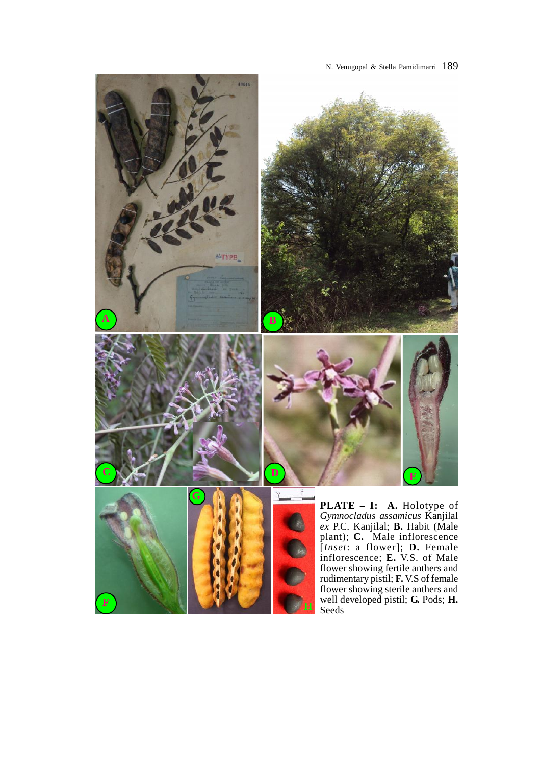**PLATE – I:** **A.** Holotype of *Gymnocladus assamicus* Kanjilal *ex* P.C. Kanjilal; **B.** Habit (Male plant); **C.** Male inflorescence [*Inset*: a flower]; **D.** Female inflorescence; **E.** V.S. of Male flower showing fertile anthers and rudimentary pistil; **F.** V.S of female flower showing sterile anthers and well developed pistil; **G.** Pods; **H.** Seeds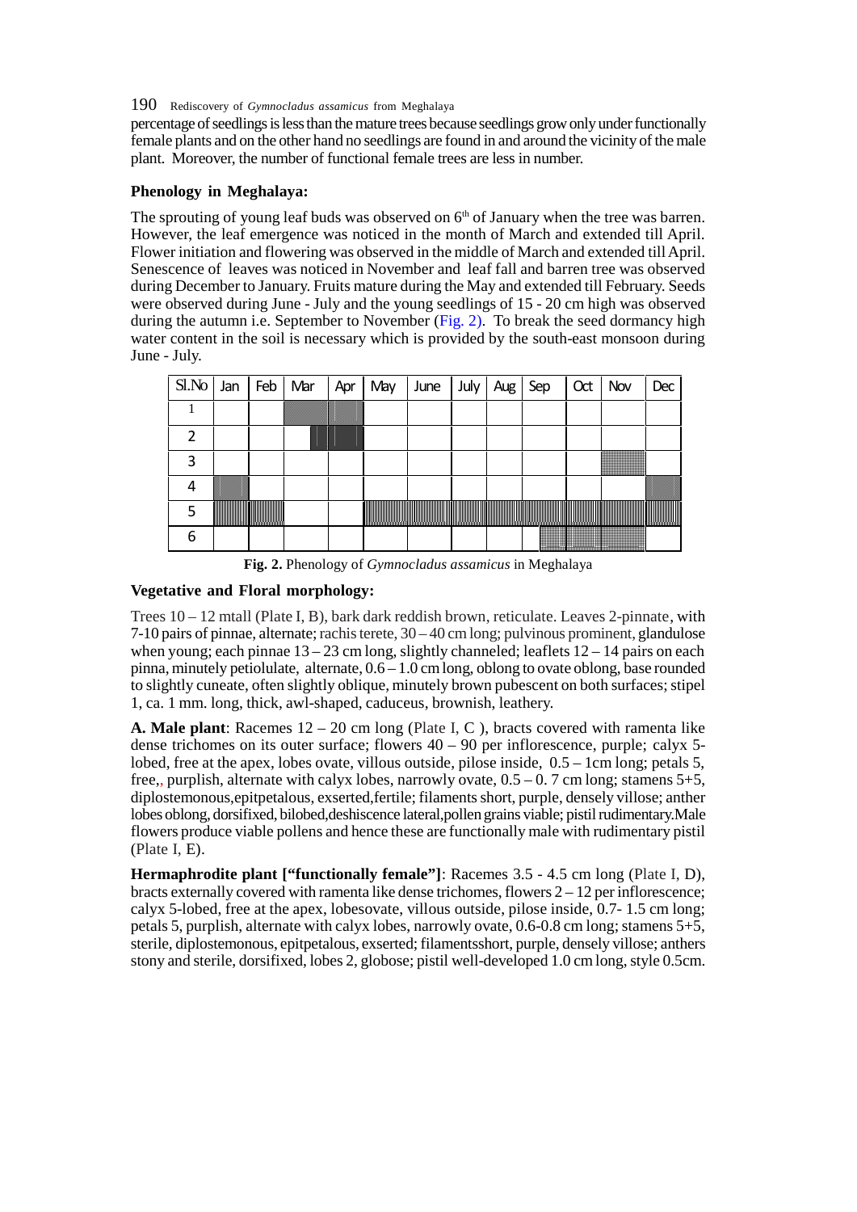percentage of seedlings is less than the mature trees because seedlings grow only under functionally female plants and on the other hand no seedlings are found in and around the vicinity of the male plant. Moreover, the number of functional female trees are less in number.

**Phenology in Meghalaya:**

The sprouting of young leaf buds was observed on 6th of January when the tree was barren. However, the leaf emergence was noticed in the month of March and extended till April. Flower initiation and flowering was observed in the middle of March and extended till April. Senescence of leaves was noticed in November and leaf fall and barren tree was observed during December to January. Fruits mature during the May and extended till February. Seeds were observed during June - July and the young seedlings of 15 - 20 cm high was observed during the autumn i.e. September to November (Fig. 2). To break the seed dormancy high water content in the soil is necessary which is provided by the south-east monsoon during June - July.

| Sl.No | Jan | Feb | Mar | Apr | May | June | July | Aug | Sep | Oct | Nov | Dec |
|---|---|---|---|---|---|---|---|---|---|---|---|---|
| 1 | | | | | | | | | | | | |
| 2 | | | | | | | | | | | | |
| 3 | | | | | | | | | | | | |
| 4 | | | | | | | | | | | | |
| 5 | | | | | | | | | | | | |
| 6 | | | | | | | | | | | | |

**Fig. 2.** Phenology of *Gymnocladus assamicus* in Meghalaya

**Vegetative and Floral morphology:**

Trees 10 – 12 mtall (Plate I, B), bark dark reddish brown, reticulate. Leaves 2-pinnate, with 7-10 pairs of pinnae, alternate; rachis terete, 30 – 40 cm long; pulvinous prominent, glandulose when young; each pinnae 13 – 23 cm long, slightly channeled; leaflets 12 – 14 pairs on each pinna, minutely petiolulate, alternate, 0.6 – 1.0 cm long, oblong to ovate oblong, base rounded to slightly cuneate, often slightly oblique, minutely brown pubescent on both surfaces; stipel 1, ca. 1 mm. long, thick, awl-shaped, caduceus, brownish, leathery.

**A. Male plant**: Racemes 12 – 20 cm long (Plate I, C ), bracts covered with ramenta like dense trichomes on its outer surface; flowers 40 – 90 per inflorescence, purple; calyx 5-lobed, free at the apex, lobes ovate, villous outside, pilose inside, 0.5 – 1cm long; petals 5, free,, purplish, alternate with calyx lobes, narrowly ovate, 0.5 – 0. 7 cm long; stamens 5+5, diplostemonous,epitpetalous, exserted,fertile; filaments short, purple, densely villose; anther lobes oblong, dorsifixed, bilobed,deshiscence lateral,pollen grains viable; pistil rudimentary.Male flowers produce viable pollens and hence these are functionally male with rudimentary pistil (Plate I, E).

**Hermaphrodite plant ["functionally female"]**: Racemes 3.5 - 4.5 cm long (Plate I, D), bracts externally covered with ramenta like dense trichomes, flowers 2 – 12 per inflorescence; calyx 5-lobed, free at the apex, lobesovate, villous outside, pilose inside, 0.7- 1.5 cm long; petals 5, purplish, alternate with calyx lobes, narrowly ovate, 0.6-0.8 cm long; stamens 5+5, sterile, diplostemonous, epitpetalous, exserted; filamentsshort, purple, densely villose; anthers stony and sterile, dorsifixed, lobes 2, globose; pistil well-developed 1.0 cm long, style 0.5cm.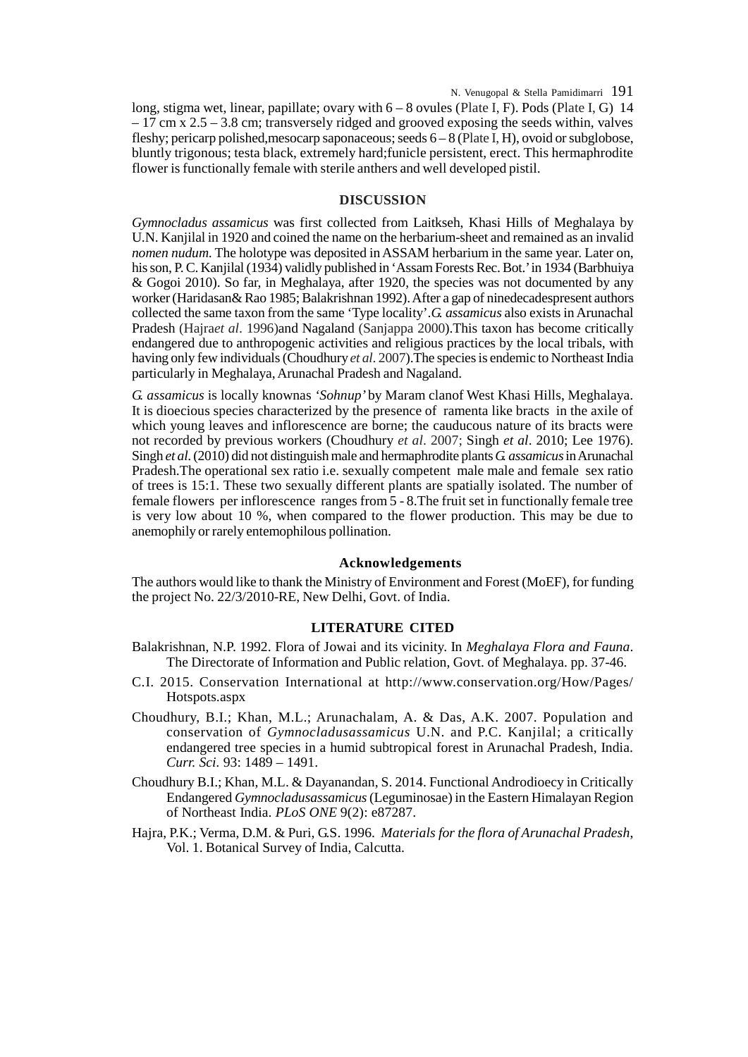long, stigma wet, linear, papillate; ovary with 6 – 8 ovules (Plate I, F). Pods (Plate I, G) 14 – 17 cm x 2.5 – 3.8 cm; transversely ridged and grooved exposing the seeds within, valves fleshy; pericarp polished,mesocarp saponaceous; seeds 6 – 8 (Plate I, H), ovoid or subglobose, bluntly trigonous; testa black, extremely hard;funicle persistent, erect. This hermaphrodite flower is functionally female with sterile anthers and well developed pistil.

## DISCUSSION

*Gymnocladus assamicus* was first collected from Laitkseh, Khasi Hills of Meghalaya by U.N. Kanjilal in 1920 and coined the name on the herbarium-sheet and remained as an invalid *nomen nudum.* The holotype was deposited in ASSAM herbarium in the same year. Later on, his son, P. C. Kanjilal (1934) validly published in 'Assam Forests Rec. Bot.' in 1934 (Barbhuiya & Gogoi 2010). So far, in Meghalaya, after 1920, the species was not documented by any worker (Haridasan& Rao 1985; Balakrishnan 1992). After a gap of ninedecadespresent authors collected the same taxon from the same 'Type locality'.*G. assamicus* also exists in Arunachal Pradesh (Hajra*et al*. 1996)and Nagaland (Sanjappa 2000).This taxon has become critically endangered due to anthropogenic activities and religious practices by the local tribals, with having only few individuals (Choudhury *et al*. 2007).The species is endemic to Northeast India particularly in Meghalaya, Arunachal Pradesh and Nagaland.

*G. assamicus* is locally knownas '*Sohnup'* by Maram clanof West Khasi Hills, Meghalaya. It is dioecious species characterized by the presence of ramenta like bracts in the axile of which young leaves and inflorescence are borne; the cauducous nature of its bracts were not recorded by previous workers (Choudhury *et al*. 2007; Singh *et al*. 2010; Lee 1976). Singh *et al.* (2010) did not distinguish male and hermaphrodite plants *G. assamicus* in Arunachal Pradesh.The operational sex ratio i.e. sexually competent male male and female sex ratio of trees is 15:1. These two sexually different plants are spatially isolated. The number of female flowers per inflorescence ranges from 5 - 8.The fruit set in functionally female tree is very low about 10 %, when compared to the flower production. This may be due to anemophily or rarely entemophilous pollination.

### Acknowledgements

The authors would like to thank the Ministry of Environment and Forest (MoEF), for funding the project No. 22/3/2010-RE, New Delhi, Govt. of India.

## LITERATURE CITED

Balakrishnan, N.P. 1992. Flora of Jowai and its vicinity. In *Meghalaya Flora and Fauna*. The Directorate of Information and Public relation, Govt. of Meghalaya. pp. 37-46.

C.I. 2015. Conservation International at http://www.conservation.org/How/Pages/Hotspots.aspx

Choudhury, B.I.; Khan, M.L.; Arunachalam, A. & Das, A.K. 2007. Population and conservation of *Gymnocladusassamicus* U.N. and P.C. Kanjilal; a critically endangered tree species in a humid subtropical forest in Arunachal Pradesh, India. *Curr. Sci.* 93: 1489 – 1491.

Choudhury B.I.; Khan, M.L. & Dayanandan, S. 2014. Functional Androdioecy in Critically Endangered *Gymnocladusassamicus* (Leguminosae) in the Eastern Himalayan Region of Northeast India. *PLoS ONE* 9(2): e87287.

Hajra, P.K.; Verma, D.M. & Puri, G.S. 1996. *Materials for the flora of Arunachal Pradesh*, Vol. 1. Botanical Survey of India, Calcutta.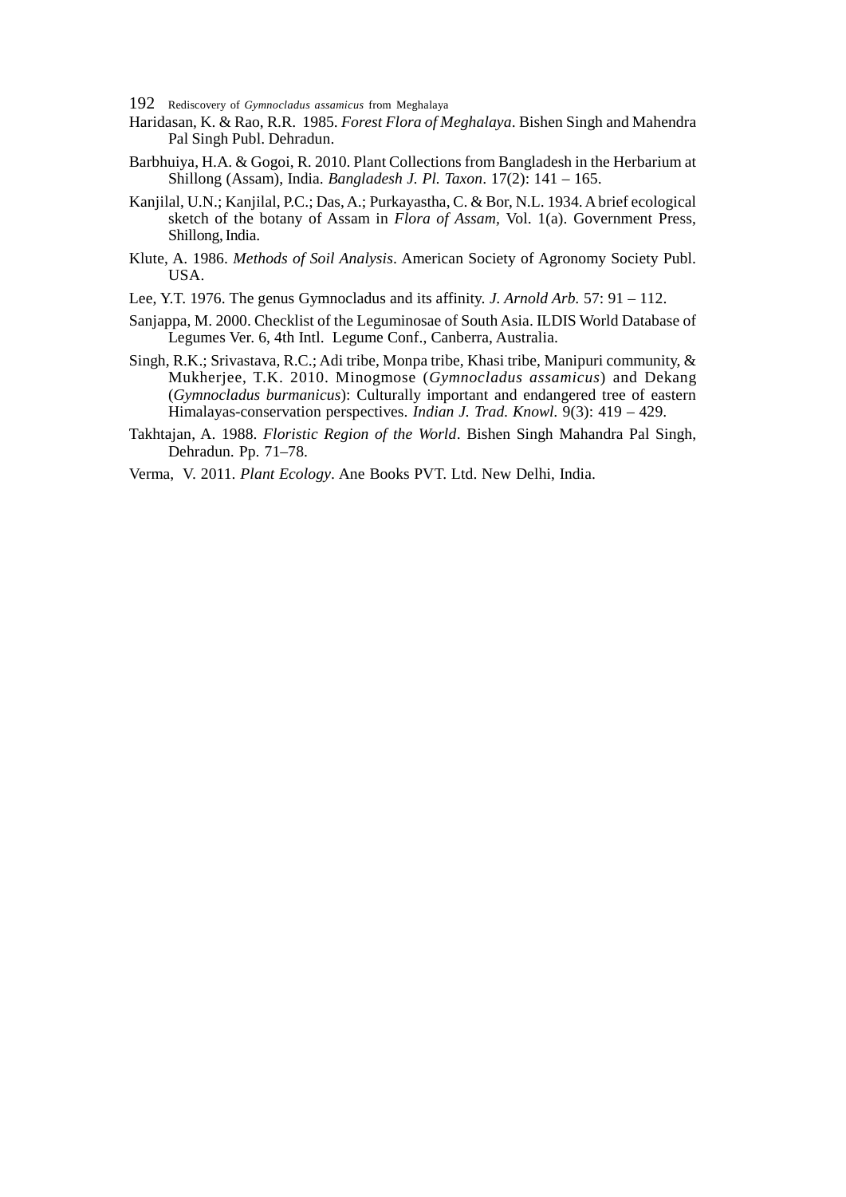Haridasan, K. & Rao, R.R. 1985. *Forest Flora of Meghalaya*. Bishen Singh and Mahendra Pal Singh Publ. Dehradun.

Barbhuiya, H.A. & Gogoi, R. 2010. Plant Collections from Bangladesh in the Herbarium at Shillong (Assam), India. *Bangladesh J. Pl. Taxon*. 17(2): 141 – 165.

Kanjilal, U.N.; Kanjilal, P.C.; Das, A.; Purkayastha, C. & Bor, N.L. 1934. A brief ecological sketch of the botany of Assam in *Flora of Assam*, Vol. 1(a). Government Press, Shillong, India.

Klute, A. 1986. *Methods of Soil Analysis*. American Society of Agronomy Society Publ. USA.

Lee, Y.T. 1976. The genus Gymnocladus and its affinity. *J. Arnold Arb.* 57: 91 – 112.

Sanjappa, M. 2000. Checklist of the Leguminosae of South Asia. ILDIS World Database of Legumes Ver. 6, 4th Intl. Legume Conf., Canberra, Australia.

Singh, R.K.; Srivastava, R.C.; Adi tribe, Monpa tribe, Khasi tribe, Manipuri community, & Mukherjee, T.K. 2010. Minogmose (*Gymnocladus assamicus*) and Dekang (*Gymnocladus burmanicus*): Culturally important and endangered tree of eastern Himalayas-conservation perspectives. *Indian J. Trad. Knowl.* 9(3): 419 – 429.

Takhtajan, A. 1988. *Floristic Region of the World*. Bishen Singh Mahandra Pal Singh, Dehradun. Pp. 71–78.

Verma, V. 2011. *Plant Ecology*. Ane Books PVT. Ltd. New Delhi, India.